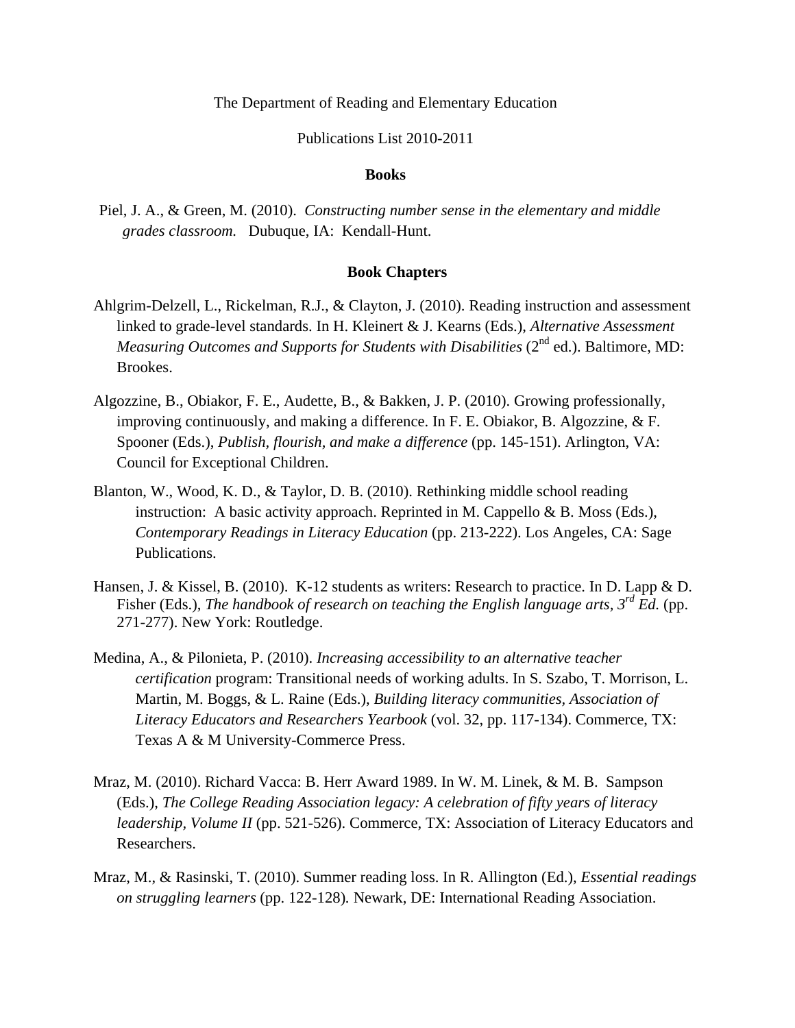The Department of Reading and Elementary Education

Publications List 2010-2011

## Books

Piel, J. A., & Green, M. (2010). *Constructing number sense in the elementary and middle grades classroom.* Dubuque, IA: Kendall-Hunt.

## Book Chapters

Ahlgrim-Delzell, L., Rickelman, R.J., & Clayton, J. (2010). Reading instruction and assessment linked to grade-level standards. In H. Kleinert & J. Kearns (Eds.), *Alternative Assessment Measuring Outcomes and Supports for Students with Disabilities* (2nd ed.). Baltimore, MD: Brookes.

Algozzine, B., Obiakor, F. E., Audette, B., & Bakken, J. P. (2010). Growing professionally, improving continuously, and making a difference. In F. E. Obiakor, B. Algozzine, & F. Spooner (Eds.), *Publish, flourish, and make a difference* (pp. 145-151). Arlington, VA: Council for Exceptional Children.

Blanton, W., Wood, K. D., & Taylor, D. B. (2010). Rethinking middle school reading instruction: A basic activity approach. Reprinted in M. Cappello & B. Moss (Eds.), *Contemporary Readings in Literacy Education* (pp. 213-222). Los Angeles, CA: Sage Publications.

Hansen, J. & Kissel, B. (2010). K-12 students as writers: Research to practice. In D. Lapp & D. Fisher (Eds.), *The handbook of research on teaching the English language arts*, *3rd Ed.* (pp. 271-277). New York: Routledge.

Medina, A., & Pilonieta, P. (2010). *Increasing accessibility to an alternative teacher certification* program: Transitional needs of working adults. In S. Szabo, T. Morrison, L. Martin, M. Boggs, & L. Raine (Eds.), *Building literacy communities, Association of Literacy Educators and Researchers Yearbook* (vol. 32, pp. 117-134). Commerce, TX: Texas A & M University-Commerce Press.

Mraz, M. (2010). Richard Vacca: B. Herr Award 1989. In W. M. Linek, & M. B. Sampson (Eds.), *The College Reading Association legacy: A celebration of fifty years of literacy leadership, Volume II* (pp. 521-526). Commerce, TX: Association of Literacy Educators and Researchers.

Mraz, M., & Rasinski, T. (2010). Summer reading loss. In R. Allington (Ed.), *Essential readings on struggling learners* (pp. 122-128). Newark, DE: International Reading Association.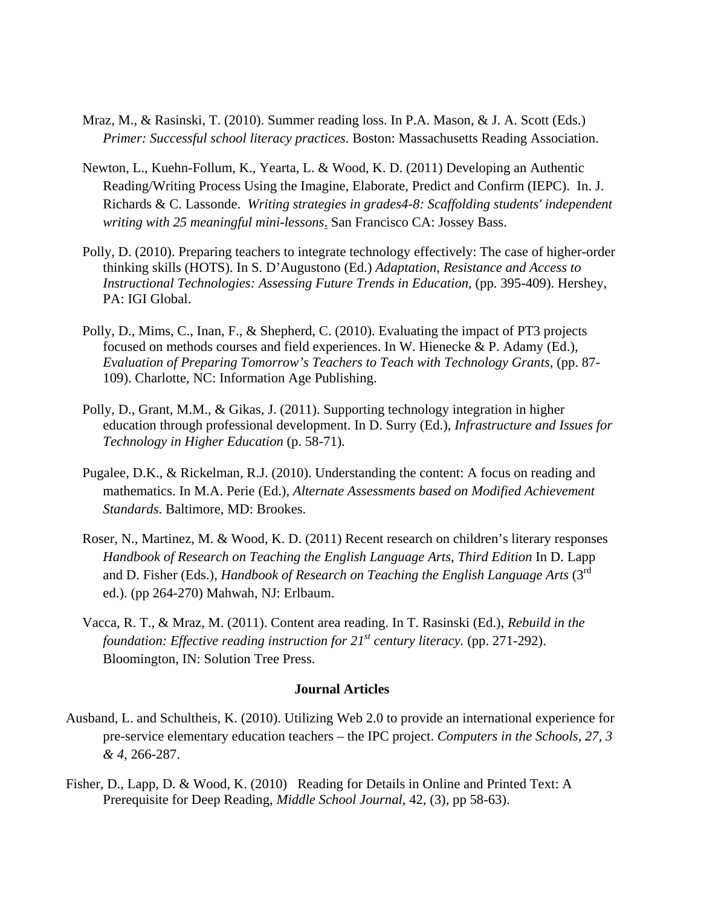Mraz, M., & Rasinski, T. (2010). Summer reading loss. In P.A. Mason, & J. A. Scott (Eds.) *Primer: Successful school literacy practices.* Boston: Massachusetts Reading Association.

Newton, L., Kuehn-Follum, K., Yearta, L. & Wood, K. D. (2011) Developing an Authentic Reading/Writing Process Using the Imagine, Elaborate, Predict and Confirm (IEPC). In. J. Richards & C. Lassonde. *Writing strategies in grades4-8: Scaffolding students' independent writing with 25 meaningful mini-lessons*. San Francisco CA: Jossey Bass.

Polly, D. (2010). Preparing teachers to integrate technology effectively: The case of higher-order thinking skills (HOTS). In S. D'Augustono (Ed.) *Adaptation, Resistance and Access to Instructional Technologies: Assessing Future Trends in Education*, (pp. 395-409). Hershey, PA: IGI Global.

Polly, D., Mims, C., Inan, F., & Shepherd, C. (2010). Evaluating the impact of PT3 projects focused on methods courses and field experiences. In W. Hienecke & P. Adamy (Ed.), *Evaluation of Preparing Tomorrow's Teachers to Teach with Technology Grants*, (pp. 87-109). Charlotte, NC: Information Age Publishing.

Polly, D., Grant, M.M., & Gikas, J. (2011). Supporting technology integration in higher education through professional development. In D. Surry (Ed.), *Infrastructure and Issues for Technology in Higher Education* (p. 58-71).

Pugalee, D.K., & Rickelman, R.J. (2010). Understanding the content: A focus on reading and mathematics. In M.A. Perie (Ed.), *Alternate Assessments based on Modified Achievement Standards*. Baltimore, MD: Brookes.

Roser, N., Martinez, M. & Wood, K. D. (2011) Recent research on children's literary responses *Handbook of Research on Teaching the English Language Arts, Third Edition* In D. Lapp and D. Fisher (Eds.), *Handbook of Research on Teaching the English Language Arts* (3rd ed.). (pp 264-270) Mahwah, NJ: Erlbaum.

Vacca, R. T., & Mraz, M. (2011). Content area reading. In T. Rasinski (Ed.), *Rebuild in the foundation: Effective reading instruction for 21st century literacy.* (pp. 271-292). Bloomington, IN: Solution Tree Press.

### Journal Articles

Ausband, L. and Schultheis, K. (2010). Utilizing Web 2.0 to provide an international experience for pre-service elementary education teachers – the IPC project. *Computers in the Schools, 27, 3 & 4,* 266-287.

Fisher, D., Lapp, D. & Wood, K. (2010) Reading for Details in Online and Printed Text: A Prerequisite for Deep Reading, *Middle School Journal*, 42, (3), pp 58-63).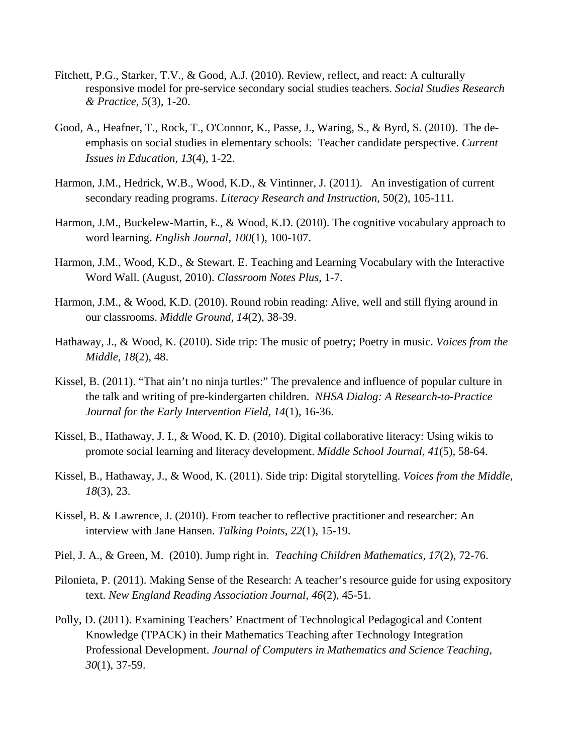Fitchett, P.G., Starker, T.V., & Good, A.J. (2010). Review, reflect, and react: A culturally responsive model for pre-service secondary social studies teachers. *Social Studies Research & Practice*, *5*(3), 1-20.

Good, A., Heafner, T., Rock, T., O'Connor, K., Passe, J., Waring, S., & Byrd, S. (2010). The de-emphasis on social studies in elementary schools: Teacher candidate perspective. *Current Issues in Education*, *13*(4), 1-22.

Harmon, J.M., Hedrick, W.B., Wood, K.D., & Vintinner, J. (2011). An investigation of current secondary reading programs. *Literacy Research and Instruction,* 50(2), 105-111.

Harmon, J.M., Buckelew-Martin, E., & Wood, K.D. (2010). The cognitive vocabulary approach to word learning. *English Journal, 100*(1), 100-107.

Harmon, J.M., Wood, K.D., & Stewart. E. Teaching and Learning Vocabulary with the Interactive Word Wall. (August, 2010). *Classroom Notes Plus*, 1-7.

Harmon, J.M., & Wood, K.D. (2010). Round robin reading: Alive, well and still flying around in our classrooms. *Middle Ground, 14*(2), 38-39.

Hathaway, J., & Wood, K. (2010). Side trip: The music of poetry; Poetry in music. *Voices from the Middle, 18*(2), 48.

Kissel, B. (2011). "That ain't no ninja turtles:" The prevalence and influence of popular culture in the talk and writing of pre-kindergarten children. *NHSA Dialog: A Research-to-Practice Journal for the Early Intervention Field, 14*(1), 16-36.

Kissel, B., Hathaway, J. I., & Wood, K. D. (2010). Digital collaborative literacy: Using wikis to promote social learning and literacy development. *Middle School Journal, 41*(5), 58-64.

Kissel, B., Hathaway, J., & Wood, K. (2011). Side trip: Digital storytelling. *Voices from the Middle, 18*(3), 23.

Kissel, B. & Lawrence, J. (2010). From teacher to reflective practitioner and researcher: An interview with Jane Hansen. *Talking Points, 22*(1), 15-19.

Piel, J. A., & Green, M. (2010). Jump right in. *Teaching Children Mathematics, 17*(2), 72-76.

Pilonieta, P. (2011). Making Sense of the Research: A teacher's resource guide for using expository text. *New England Reading Association Journal, 46*(2), 45-51.

Polly, D. (2011). Examining Teachers' Enactment of Technological Pedagogical and Content Knowledge (TPACK) in their Mathematics Teaching after Technology Integration Professional Development. *Journal of Computers in Mathematics and Science Teaching, 30*(1), 37-59.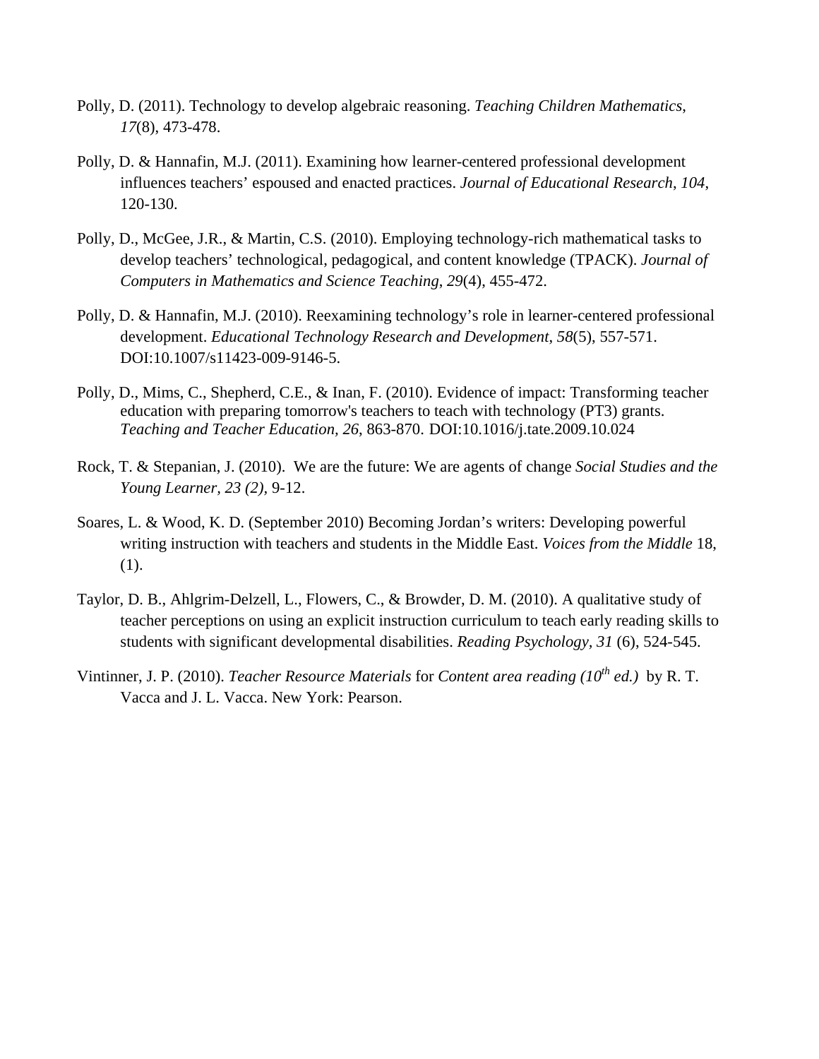Polly, D. (2011). Technology to develop algebraic reasoning. *Teaching Children Mathematics*, *17*(8), 473-478.

Polly, D. & Hannafin, M.J. (2011). Examining how learner-centered professional development influences teachers' espoused and enacted practices. *Journal of Educational Research*, *104*, 120-130.

Polly, D., McGee, J.R., & Martin, C.S. (2010). Employing technology-rich mathematical tasks to develop teachers' technological, pedagogical, and content knowledge (TPACK). *Journal of Computers in Mathematics and Science Teaching, 29*(4), 455-472.

Polly, D. & Hannafin, M.J. (2010). Reexamining technology's role in learner-centered professional development. *Educational Technology Research and Development*, *58*(5), 557-571. DOI:10.1007/s11423-009-9146-5.

Polly, D., Mims, C., Shepherd, C.E., & Inan, F. (2010). Evidence of impact: Transforming teacher education with preparing tomorrow's teachers to teach with technology (PT3) grants. *Teaching and Teacher Education, 26*, 863-870. DOI:10.1016/j.tate.2009.10.024

Rock, T. & Stepanian, J. (2010). We are the future: We are agents of change *Social Studies and the Young Learner, 23 (2)*, 9-12.

Soares, L. & Wood, K. D. (September 2010) Becoming Jordan's writers: Developing powerful writing instruction with teachers and students in the Middle East. *Voices from the Middle* 18, (1).

Taylor, D. B., Ahlgrim-Delzell, L., Flowers, C., & Browder, D. M. (2010). A qualitative study of teacher perceptions on using an explicit instruction curriculum to teach early reading skills to students with significant developmental disabilities. *Reading Psychology, 31* (6), 524-545.

Vintinner, J. P. (2010). *Teacher Resource Materials* for *Content area reading (10th ed.)* by R. T. Vacca and J. L. Vacca. New York: Pearson.